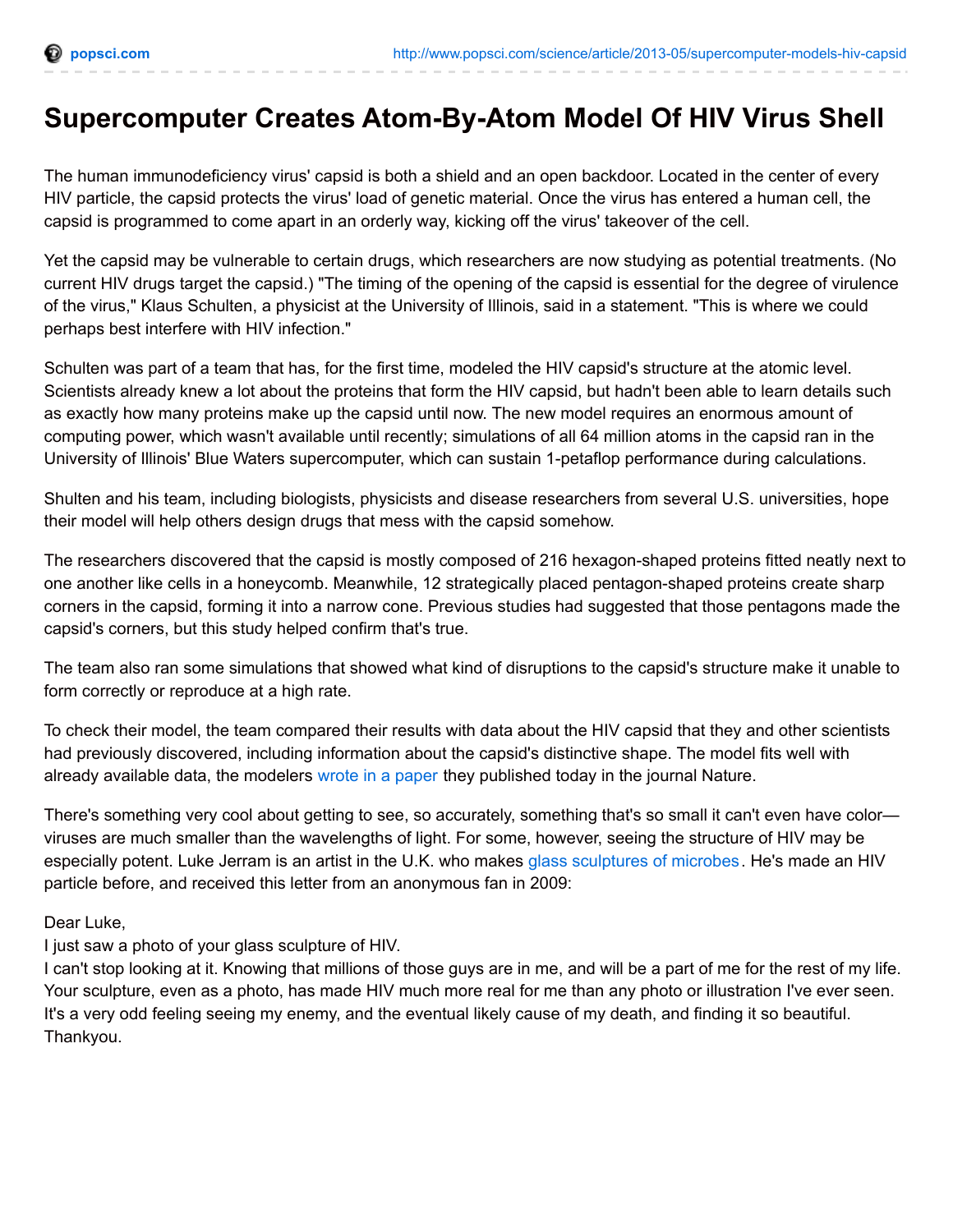# Supercomputer Creates Atom-By-Atom Model Of HIV Virus Shell

The human immunodeficiency virus' capsid is both a shield and an open backdoor. Located in the center of every HIV particle, the capsid protects the virus' load of genetic material. Once the virus has entered a human cell, the capsid is programmed to come apart in an orderly way, kicking off the virus' takeover of the cell.

Yet the capsid may be vulnerable to certain drugs, which researchers are now studying as potential treatments. (No current HIV drugs target the capsid.) "The timing of the opening of the capsid is essential for the degree of virulence of the virus," Klaus Schulten, a physicist at the University of Illinois, said in a statement. "This is where we could perhaps best interfere with HIV infection."

Schulten was part of a team that has, for the first time, modeled the HIV capsid's structure at the atomic level. Scientists already knew a lot about the proteins that form the HIV capsid, but hadn't been able to learn details such as exactly how many proteins make up the capsid until now. The new model requires an enormous amount of computing power, which wasn't available until recently; simulations of all 64 million atoms in the capsid ran in the University of Illinois' Blue Waters supercomputer, which can sustain 1-petaflop performance during calculations.

Shulten and his team, including biologists, physicists and disease researchers from several U.S. universities, hope their model will help others design drugs that mess with the capsid somehow.

The researchers discovered that the capsid is mostly composed of 216 hexagon-shaped proteins fitted neatly next to one another like cells in a honeycomb. Meanwhile, 12 strategically placed pentagon-shaped proteins create sharp corners in the capsid, forming it into a narrow cone. Previous studies had suggested that those pentagons made the capsid's corners, but this study helped confirm that's true.

The team also ran some simulations that showed what kind of disruptions to the capsid's structure make it unable to form correctly or reproduce at a high rate.

To check their model, the team compared their results with data about the HIV capsid that they and other scientists had previously discovered, including information about the capsid's distinctive shape. The model fits well with already available data, the modelers wrote in a paper they published today in the journal Nature.

There's something very cool about getting to see, so accurately, something that's so small it can't even have color—viruses are much smaller than the wavelengths of light. For some, however, seeing the structure of HIV may be especially potent. Luke Jerram is an artist in the U.K. who makes glass sculptures of microbes. He's made an HIV particle before, and received this letter from an anonymous fan in 2009:

Dear Luke,
I just saw a photo of your glass sculpture of HIV.
I can't stop looking at it. Knowing that millions of those guys are in me, and will be a part of me for the rest of my life. Your sculpture, even as a photo, has made HIV much more real for me than any photo or illustration I've ever seen. It's a very odd feeling seeing my enemy, and the eventual likely cause of my death, and finding it so beautiful.
Thankyou.